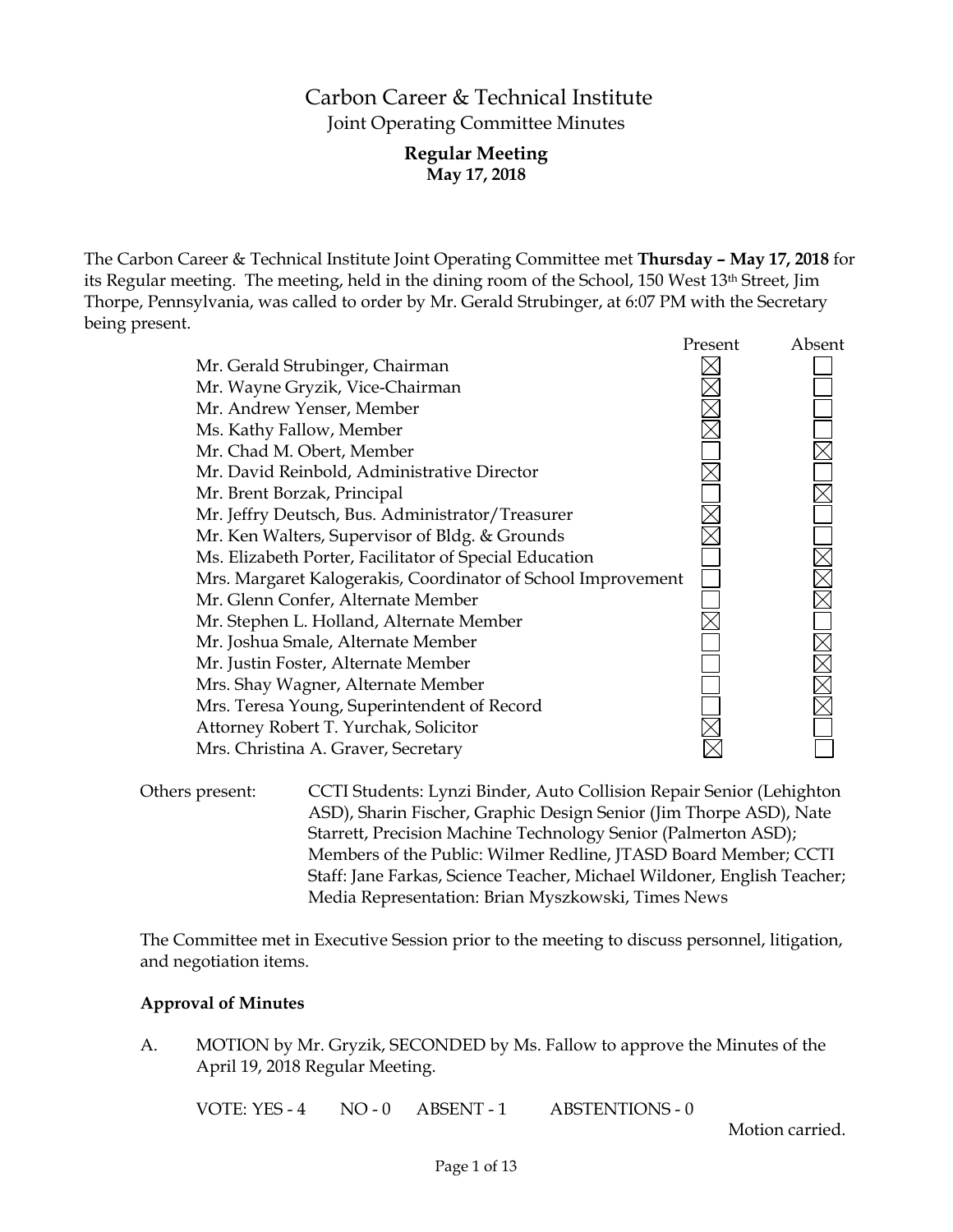# Carbon Career & Technical Institute

Joint Operating Committee Minutes

**Regular Meeting**
**May 17, 2018**

The Carbon Career & Technical Institute Joint Operating Committee met **Thursday – May 17, 2018** for its Regular meeting. The meeting, held in the dining room of the School, 150 West 13th Street, Jim Thorpe, Pennsylvania, was called to order by Mr. Gerald Strubinger, at 6:07 PM with the Secretary being present.

| | Present | Absent |
|---|---|---|
| Mr. Gerald Strubinger, Chairman | ☒ | ☐ |
| Mr. Wayne Gryzik, Vice-Chairman | ☒ | ☐ |
| Mr. Andrew Yenser, Member | ☒ | ☐ |
| Ms. Kathy Fallow, Member | ☒ | ☐ |
| Mr. Chad M. Obert, Member | ☐ | ☒ |
| Mr. David Reinbold, Administrative Director | ☒ | ☐ |
| Mr. Brent Borzak, Principal | ☐ | ☒ |
| Mr. Jeffry Deutsch, Bus. Administrator/Treasurer | ☒ | ☐ |
| Mr. Ken Walters, Supervisor of Bldg. & Grounds | ☒ | ☐ |
| Ms. Elizabeth Porter, Facilitator of Special Education | ☐ | ☒ |
| Mrs. Margaret Kalogerakis, Coordinator of School Improvement | ☐ | ☒ |
| Mr. Glenn Confer, Alternate Member | ☐ | ☒ |
| Mr. Stephen L. Holland, Alternate Member | ☒ | ☐ |
| Mr. Joshua Smale, Alternate Member | ☐ | ☒ |
| Mr. Justin Foster, Alternate Member | ☐ | ☒ |
| Mrs. Shay Wagner, Alternate Member | ☐ | ☒ |
| Mrs. Teresa Young, Superintendent of Record | ☐ | ☒ |
| Attorney Robert T. Yurchak, Solicitor | ☒ | ☐ |
| Mrs. Christina A. Graver, Secretary | ☒ | ☐ |

Others present: CCTI Students: Lynzi Binder, Auto Collision Repair Senior (Lehighton ASD), Sharin Fischer, Graphic Design Senior (Jim Thorpe ASD), Nate Starrett, Precision Machine Technology Senior (Palmerton ASD); Members of the Public: Wilmer Redline, JTASD Board Member; CCTI Staff: Jane Farkas, Science Teacher, Michael Wildoner, English Teacher; Media Representation: Brian Myszkowski, Times News

The Committee met in Executive Session prior to the meeting to discuss personnel, litigation, and negotiation items.

### Approval of Minutes

A. MOTION by Mr. Gryzik, SECONDED by Ms. Fallow to approve the Minutes of the April 19, 2018 Regular Meeting.

VOTE: YES - 4 NO - 0 ABSENT - 1 ABSTENTIONS - 0

Motion carried.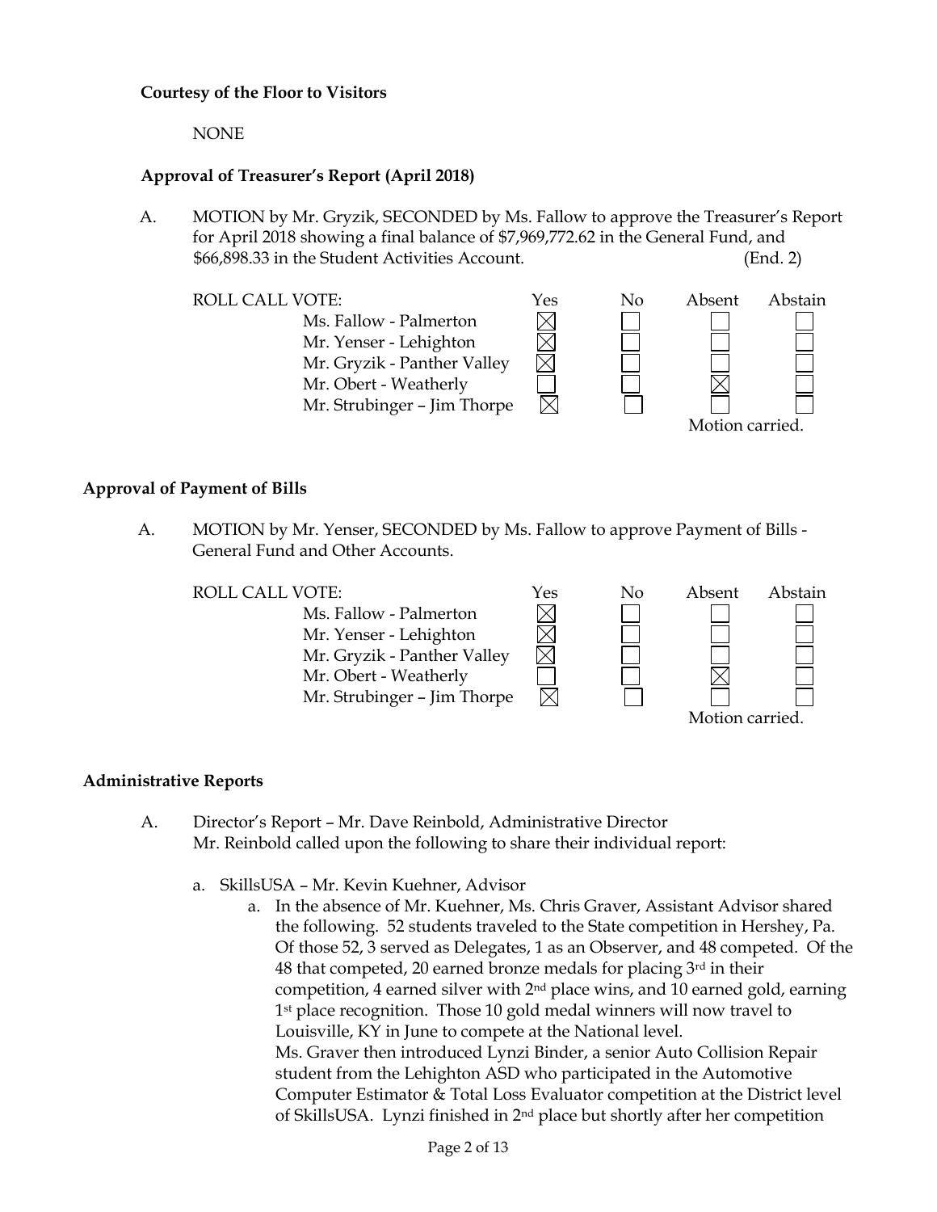**Courtesy of the Floor to Visitors**

NONE

**Approval of Treasurer's Report (April 2018)**

A. MOTION by Mr. Gryzik, SECONDED by Ms. Fallow to approve the Treasurer's Report for April 2018 showing a final balance of $7,969,772.62 in the General Fund, and $66,898.33 in the Student Activities Account. (End. 2)

| ROLL CALL VOTE: | Yes | No | Absent | Abstain |
|---|---|---|---|---|
| Ms. Fallow - Palmerton | ☒ | ☐ | ☐ | ☐ |
| Mr. Yenser - Lehighton | ☒ | ☐ | ☐ | ☐ |
| Mr. Gryzik - Panther Valley | ☒ | ☐ | ☐ | ☐ |
| Mr. Obert - Weatherly | ☐ | ☐ | ☒ | ☐ |
| Mr. Strubinger – Jim Thorpe | ☒ | ☐ | ☐ | ☐ |

Motion carried.

**Approval of Payment of Bills**

A. MOTION by Mr. Yenser, SECONDED by Ms. Fallow to approve Payment of Bills - General Fund and Other Accounts.

| ROLL CALL VOTE: | Yes | No | Absent | Abstain |
|---|---|---|---|---|
| Ms. Fallow - Palmerton | ☒ | ☐ | ☐ | ☐ |
| Mr. Yenser - Lehighton | ☒ | ☐ | ☐ | ☐ |
| Mr. Gryzik - Panther Valley | ☒ | ☐ | ☐ | ☐ |
| Mr. Obert - Weatherly | ☐ | ☐ | ☒ | ☐ |
| Mr. Strubinger – Jim Thorpe | ☒ | ☐ | ☐ | ☐ |

Motion carried.

**Administrative Reports**

A. Director's Report – Mr. Dave Reinbold, Administrative Director
Mr. Reinbold called upon the following to share their individual report:

a. SkillsUSA – Mr. Kevin Kuehner, Advisor
   a. In the absence of Mr. Kuehner, Ms. Chris Graver, Assistant Advisor shared the following. 52 students traveled to the State competition in Hershey, Pa. Of those 52, 3 served as Delegates, 1 as an Observer, and 48 competed. Of the 48 that competed, 20 earned bronze medals for placing 3rd in their competition, 4 earned silver with 2nd place wins, and 10 earned gold, earning 1st place recognition. Those 10 gold medal winners will now travel to Louisville, KY in June to compete at the National level.
   Ms. Graver then introduced Lynzi Binder, a senior Auto Collision Repair student from the Lehighton ASD who participated in the Automotive Computer Estimator & Total Loss Evaluator competition at the District level of SkillsUSA. Lynzi finished in 2nd place but shortly after her competition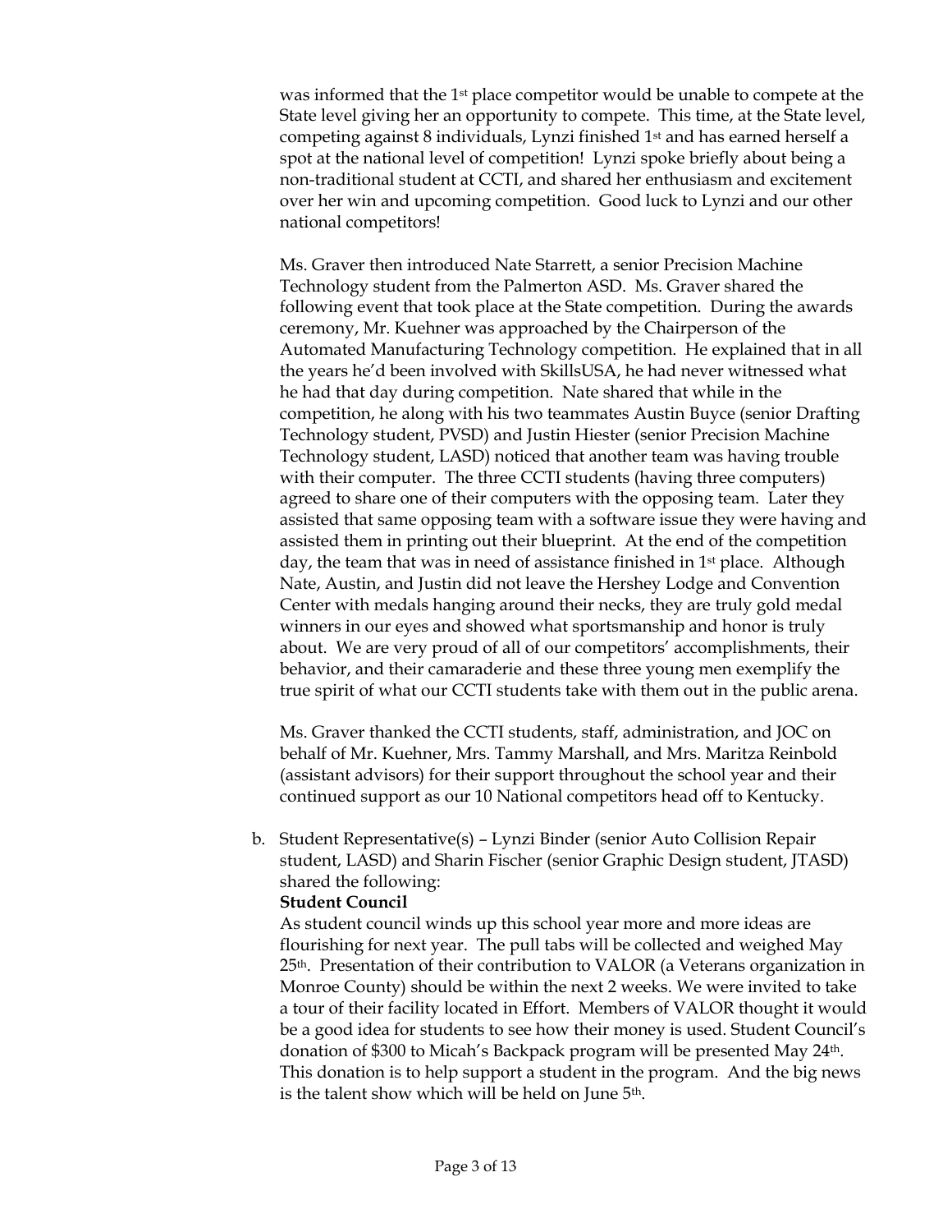was informed that the 1st place competitor would be unable to compete at the State level giving her an opportunity to compete. This time, at the State level, competing against 8 individuals, Lynzi finished 1st and has earned herself a spot at the national level of competition! Lynzi spoke briefly about being a non-traditional student at CCTI, and shared her enthusiasm and excitement over her win and upcoming competition. Good luck to Lynzi and our other national competitors!

Ms. Graver then introduced Nate Starrett, a senior Precision Machine Technology student from the Palmerton ASD. Ms. Graver shared the following event that took place at the State competition. During the awards ceremony, Mr. Kuehner was approached by the Chairperson of the Automated Manufacturing Technology competition. He explained that in all the years he'd been involved with SkillsUSA, he had never witnessed what he had that day during competition. Nate shared that while in the competition, he along with his two teammates Austin Buyce (senior Drafting Technology student, PVSD) and Justin Hiester (senior Precision Machine Technology student, LASD) noticed that another team was having trouble with their computer. The three CCTI students (having three computers) agreed to share one of their computers with the opposing team. Later they assisted that same opposing team with a software issue they were having and assisted them in printing out their blueprint. At the end of the competition day, the team that was in need of assistance finished in 1st place. Although Nate, Austin, and Justin did not leave the Hershey Lodge and Convention Center with medals hanging around their necks, they are truly gold medal winners in our eyes and showed what sportsmanship and honor is truly about. We are very proud of all of our competitors' accomplishments, their behavior, and their camaraderie and these three young men exemplify the true spirit of what our CCTI students take with them out in the public arena.

Ms. Graver thanked the CCTI students, staff, administration, and JOC on behalf of Mr. Kuehner, Mrs. Tammy Marshall, and Mrs. Maritza Reinbold (assistant advisors) for their support throughout the school year and their continued support as our 10 National competitors head off to Kentucky.

b. Student Representative(s) – Lynzi Binder (senior Auto Collision Repair student, LASD) and Sharin Fischer (senior Graphic Design student, JTASD) shared the following:

**Student Council**

As student council winds up this school year more and more ideas are flourishing for next year. The pull tabs will be collected and weighed May 25th. Presentation of their contribution to VALOR (a Veterans organization in Monroe County) should be within the next 2 weeks. We were invited to take a tour of their facility located in Effort. Members of VALOR thought it would be a good idea for students to see how their money is used. Student Council's donation of $300 to Micah's Backpack program will be presented May 24th. This donation is to help support a student in the program. And the big news is the talent show which will be held on June 5th.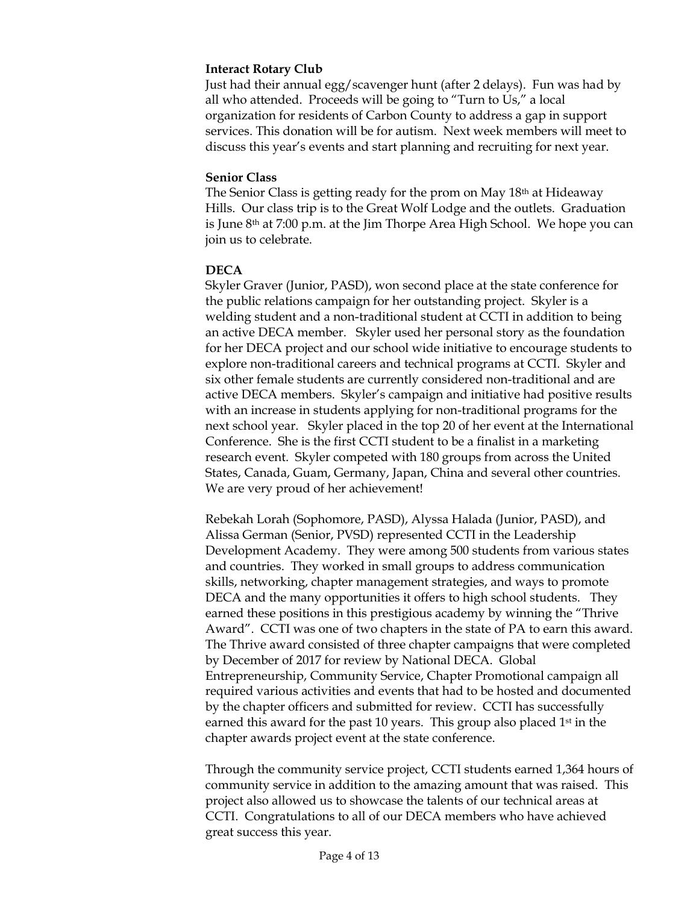**Interact Rotary Club**

Just had their annual egg/scavenger hunt (after 2 delays). Fun was had by all who attended. Proceeds will be going to "Turn to Us," a local organization for residents of Carbon County to address a gap in support services. This donation will be for autism. Next week members will meet to discuss this year's events and start planning and recruiting for next year.

**Senior Class**

The Senior Class is getting ready for the prom on May 18th at Hideaway Hills. Our class trip is to the Great Wolf Lodge and the outlets. Graduation is June 8th at 7:00 p.m. at the Jim Thorpe Area High School. We hope you can join us to celebrate.

**DECA**

Skyler Graver (Junior, PASD), won second place at the state conference for the public relations campaign for her outstanding project. Skyler is a welding student and a non-traditional student at CCTI in addition to being an active DECA member. Skyler used her personal story as the foundation for her DECA project and our school wide initiative to encourage students to explore non-traditional careers and technical programs at CCTI. Skyler and six other female students are currently considered non-traditional and are active DECA members. Skyler's campaign and initiative had positive results with an increase in students applying for non-traditional programs for the next school year. Skyler placed in the top 20 of her event at the International Conference. She is the first CCTI student to be a finalist in a marketing research event. Skyler competed with 180 groups from across the United States, Canada, Guam, Germany, Japan, China and several other countries. We are very proud of her achievement!

Rebekah Lorah (Sophomore, PASD), Alyssa Halada (Junior, PASD), and Alissa German (Senior, PVSD) represented CCTI in the Leadership Development Academy. They were among 500 students from various states and countries. They worked in small groups to address communication skills, networking, chapter management strategies, and ways to promote DECA and the many opportunities it offers to high school students. They earned these positions in this prestigious academy by winning the "Thrive Award". CCTI was one of two chapters in the state of PA to earn this award. The Thrive award consisted of three chapter campaigns that were completed by December of 2017 for review by National DECA. Global Entrepreneurship, Community Service, Chapter Promotional campaign all required various activities and events that had to be hosted and documented by the chapter officers and submitted for review. CCTI has successfully earned this award for the past 10 years. This group also placed 1st in the chapter awards project event at the state conference.

Through the community service project, CCTI students earned 1,364 hours of community service in addition to the amazing amount that was raised. This project also allowed us to showcase the talents of our technical areas at CCTI. Congratulations to all of our DECA members who have achieved great success this year.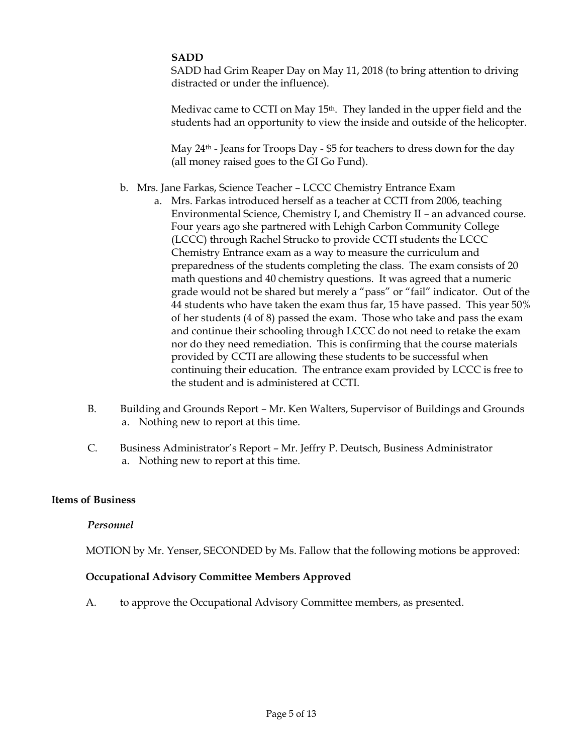**SADD**

SADD had Grim Reaper Day on May 11, 2018 (to bring attention to driving distracted or under the influence).

Medivac came to CCTI on May 15th. They landed in the upper field and the students had an opportunity to view the inside and outside of the helicopter.

May 24th - Jeans for Troops Day - $5 for teachers to dress down for the day (all money raised goes to the GI Go Fund).

b. Mrs. Jane Farkas, Science Teacher – LCCC Chemistry Entrance Exam
   a. Mrs. Farkas introduced herself as a teacher at CCTI from 2006, teaching Environmental Science, Chemistry I, and Chemistry II – an advanced course. Four years ago she partnered with Lehigh Carbon Community College (LCCC) through Rachel Strucko to provide CCTI students the LCCC Chemistry Entrance exam as a way to measure the curriculum and preparedness of the students completing the class. The exam consists of 20 math questions and 40 chemistry questions. It was agreed that a numeric grade would not be shared but merely a "pass" or "fail" indicator. Out of the 44 students who have taken the exam thus far, 15 have passed. This year 50% of her students (4 of 8) passed the exam. Those who take and pass the exam and continue their schooling through LCCC do not need to retake the exam nor do they need remediation. This is confirming that the course materials provided by CCTI are allowing these students to be successful when continuing their education. The entrance exam provided by LCCC is free to the student and is administered at CCTI.

B. Building and Grounds Report – Mr. Ken Walters, Supervisor of Buildings and Grounds
   a. Nothing new to report at this time.

C. Business Administrator's Report – Mr. Jeffry P. Deutsch, Business Administrator
   a. Nothing new to report at this time.

**Items of Business**

*Personnel*

MOTION by Mr. Yenser, SECONDED by Ms. Fallow that the following motions be approved:

**Occupational Advisory Committee Members Approved**

A. to approve the Occupational Advisory Committee members, as presented.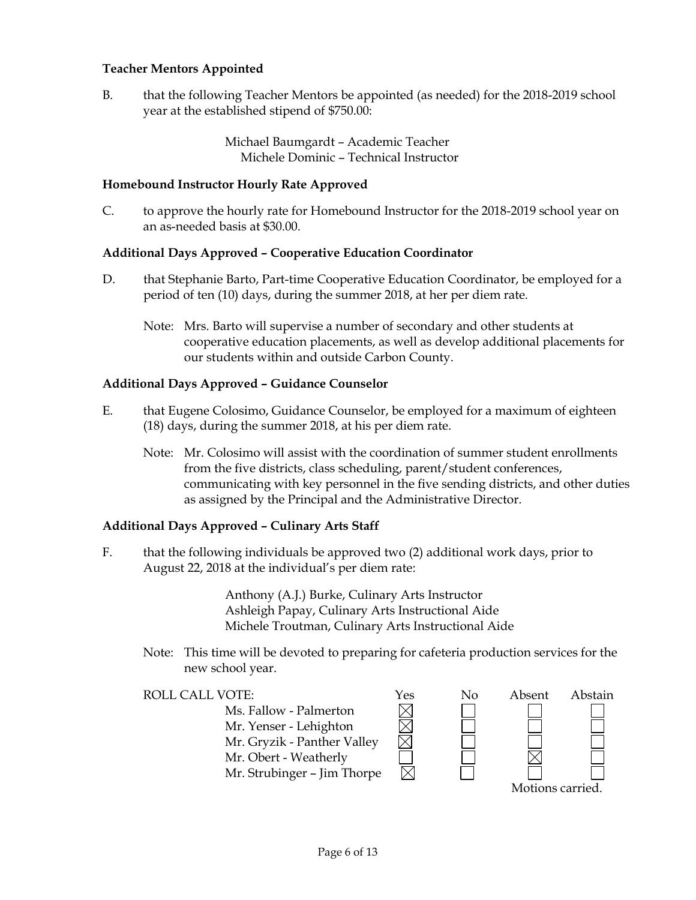**Teacher Mentors Appointed**

B. that the following Teacher Mentors be appointed (as needed) for the 2018-2019 school year at the established stipend of $750.00:

Michael Baumgardt – Academic Teacher
Michele Dominic – Technical Instructor

**Homebound Instructor Hourly Rate Approved**

C. to approve the hourly rate for Homebound Instructor for the 2018-2019 school year on an as-needed basis at $30.00.

**Additional Days Approved – Cooperative Education Coordinator**

D. that Stephanie Barto, Part-time Cooperative Education Coordinator, be employed for a period of ten (10) days, during the summer 2018, at her per diem rate.

Note: Mrs. Barto will supervise a number of secondary and other students at cooperative education placements, as well as develop additional placements for our students within and outside Carbon County.

**Additional Days Approved – Guidance Counselor**

E. that Eugene Colosimo, Guidance Counselor, be employed for a maximum of eighteen (18) days, during the summer 2018, at his per diem rate.

Note: Mr. Colosimo will assist with the coordination of summer student enrollments from the five districts, class scheduling, parent/student conferences, communicating with key personnel in the five sending districts, and other duties as assigned by the Principal and the Administrative Director.

**Additional Days Approved – Culinary Arts Staff**

F. that the following individuals be approved two (2) additional work days, prior to August 22, 2018 at the individual's per diem rate:

Anthony (A.J.) Burke, Culinary Arts Instructor
Ashleigh Papay, Culinary Arts Instructional Aide
Michele Troutman, Culinary Arts Instructional Aide

Note: This time will be devoted to preparing for cafeteria production services for the new school year.

| ROLL CALL VOTE: | Yes | No | Absent | Abstain |
|---|---|---|---|---|
| Ms. Fallow - Palmerton | ☒ | ☐ | ☐ | ☐ |
| Mr. Yenser - Lehighton | ☒ | ☐ | ☐ | ☐ |
| Mr. Gryzik - Panther Valley | ☒ | ☐ | ☐ | ☐ |
| Mr. Obert - Weatherly | ☐ | ☐ | ☒ | ☐ |
| Mr. Strubinger – Jim Thorpe | ☒ | ☐ | ☐ | ☐ |

Motions carried.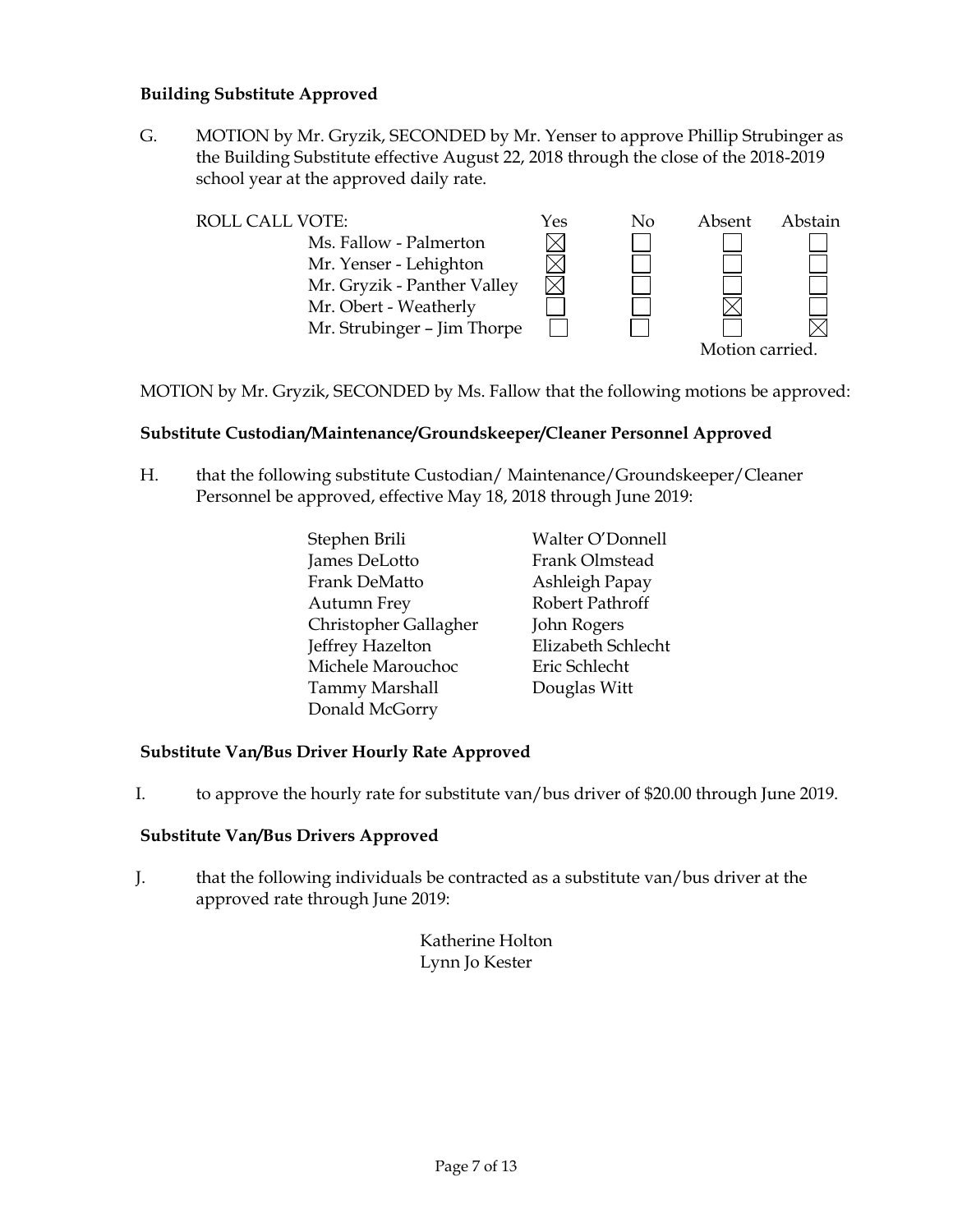**Building Substitute Approved**

G. MOTION by Mr. Gryzik, SECONDED by Mr. Yenser to approve Phillip Strubinger as the Building Substitute effective August 22, 2018 through the close of the 2018-2019 school year at the approved daily rate.

| ROLL CALL VOTE: | Yes | No | Absent | Abstain |
|---|---|---|---|---|
| Ms. Fallow - Palmerton | ☒ | ☐ | ☐ | ☐ |
| Mr. Yenser - Lehighton | ☒ | ☐ | ☐ | ☐ |
| Mr. Gryzik - Panther Valley | ☒ | ☐ | ☐ | ☐ |
| Mr. Obert - Weatherly | ☐ | ☐ | ☒ | ☐ |
| Mr. Strubinger – Jim Thorpe | ☐ | ☐ | ☐ | ☒ |

Motion carried.

MOTION by Mr. Gryzik, SECONDED by Ms. Fallow that the following motions be approved:

**Substitute Custodian/Maintenance/Groundskeeper/Cleaner Personnel Approved**

H. that the following substitute Custodian/ Maintenance/Groundskeeper/Cleaner Personnel be approved, effective May 18, 2018 through June 2019:

Stephen Brili
James DeLotto
Frank DeMatto
Autumn Frey
Christopher Gallagher
Jeffrey Hazelton
Michele Marouchoc
Tammy Marshall
Donald McGorry
Walter O'Donnell
Frank Olmstead
Ashleigh Papay
Robert Pathroff
John Rogers
Elizabeth Schlecht
Eric Schlecht
Douglas Witt

**Substitute Van/Bus Driver Hourly Rate Approved**

I. to approve the hourly rate for substitute van/bus driver of $20.00 through June 2019.

**Substitute Van/Bus Drivers Approved**

J. that the following individuals be contracted as a substitute van/bus driver at the approved rate through June 2019:

Katherine Holton
Lynn Jo Kester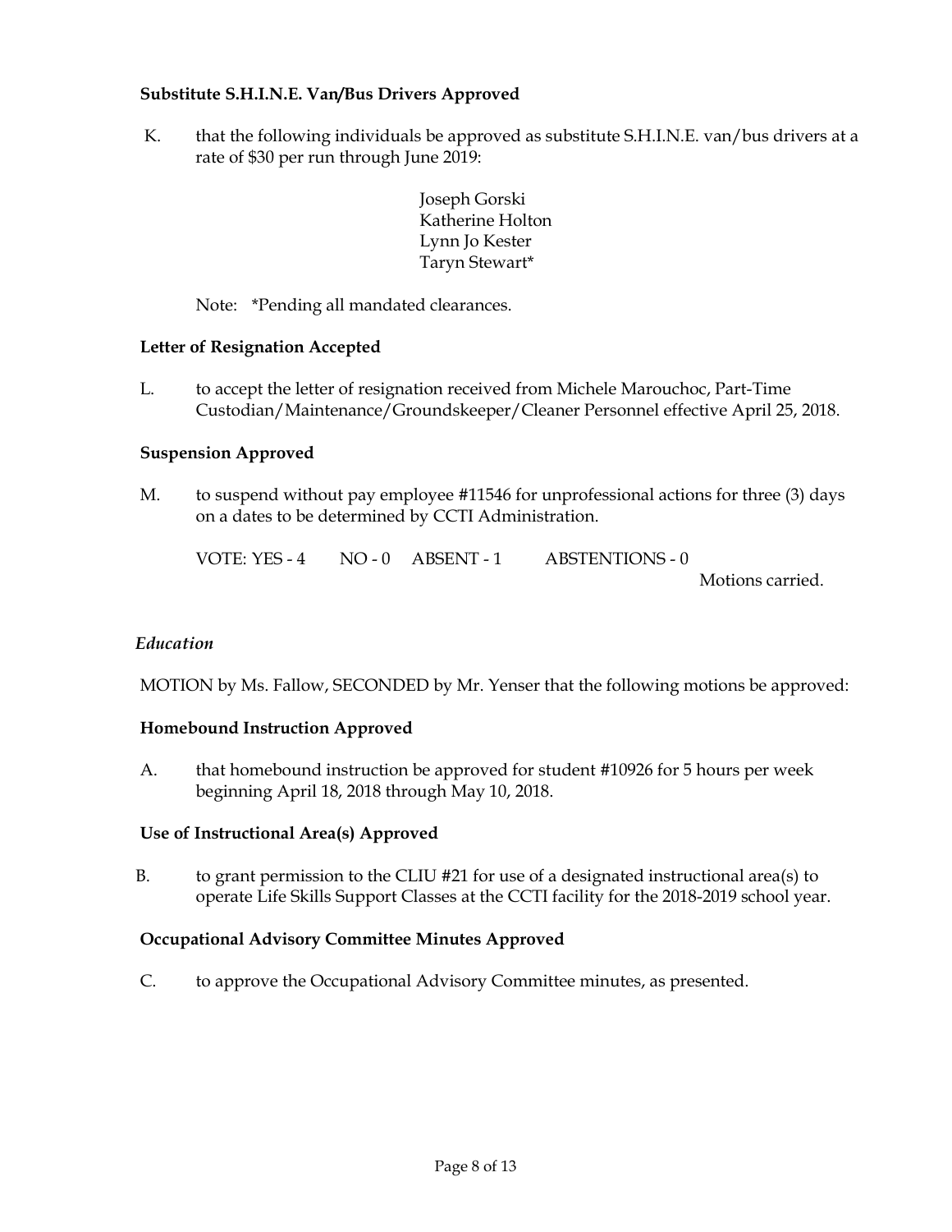**Substitute S.H.I.N.E. Van/Bus Drivers Approved**

K. that the following individuals be approved as substitute S.H.I.N.E. van/bus drivers at a rate of $30 per run through June 2019:

Joseph Gorski
Katherine Holton
Lynn Jo Kester
Taryn Stewart*

Note: *Pending all mandated clearances.

**Letter of Resignation Accepted**

L. to accept the letter of resignation received from Michele Marouchoc, Part-Time Custodian/Maintenance/Groundskeeper/Cleaner Personnel effective April 25, 2018.

**Suspension Approved**

M. to suspend without pay employee #11546 for unprofessional actions for three (3) days on a dates to be determined by CCTI Administration.

VOTE: YES - 4 NO - 0 ABSENT - 1 ABSTENTIONS - 0

Motions carried.

*Education*

MOTION by Ms. Fallow, SECONDED by Mr. Yenser that the following motions be approved:

**Homebound Instruction Approved**

A. that homebound instruction be approved for student #10926 for 5 hours per week beginning April 18, 2018 through May 10, 2018.

**Use of Instructional Area(s) Approved**

B. to grant permission to the CLIU #21 for use of a designated instructional area(s) to operate Life Skills Support Classes at the CCTI facility for the 2018-2019 school year.

**Occupational Advisory Committee Minutes Approved**

C. to approve the Occupational Advisory Committee minutes, as presented.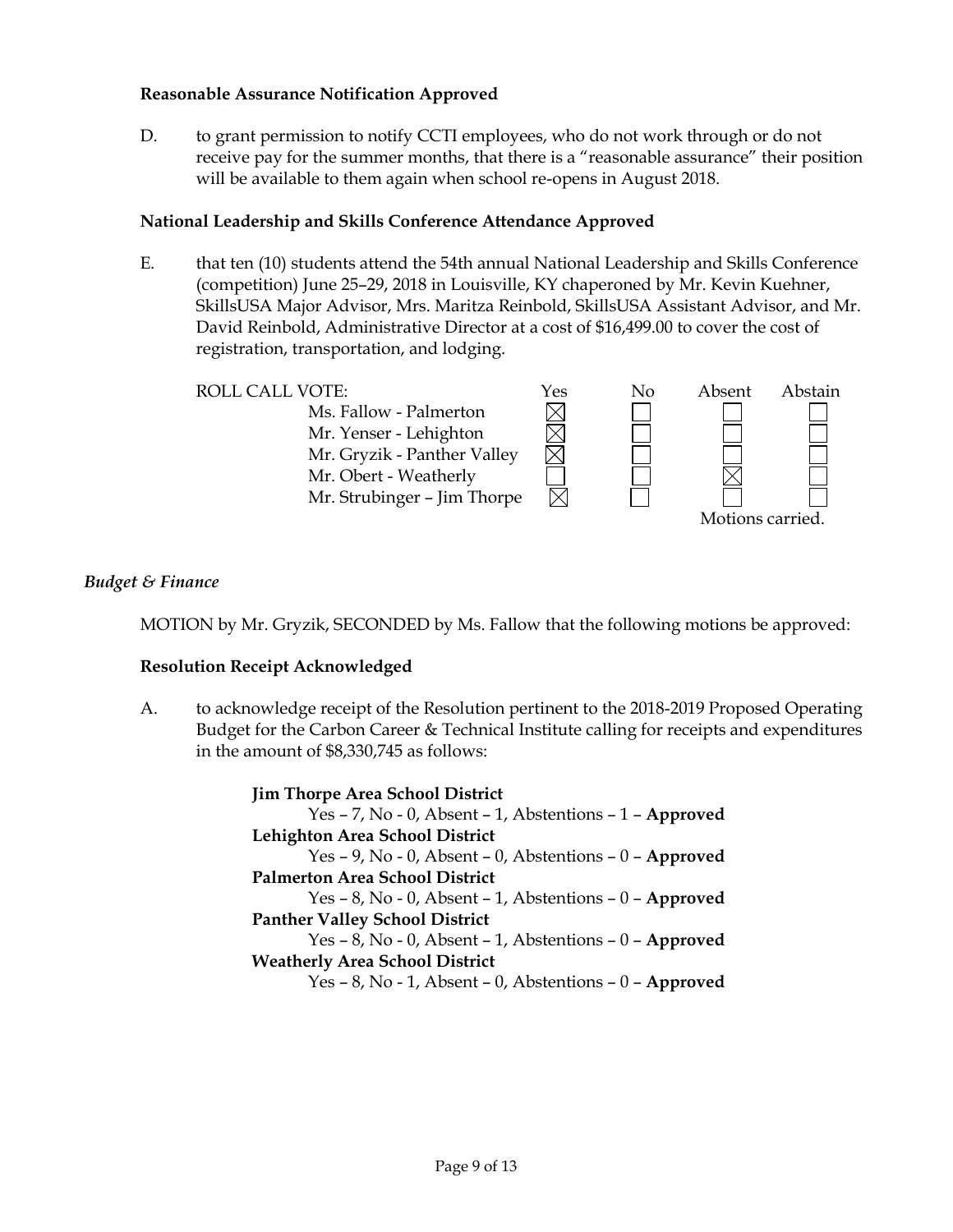**Reasonable Assurance Notification Approved**

D. to grant permission to notify CCTI employees, who do not work through or do not receive pay for the summer months, that there is a "reasonable assurance" their position will be available to them again when school re-opens in August 2018.

**National Leadership and Skills Conference Attendance Approved**

E. that ten (10) students attend the 54th annual National Leadership and Skills Conference (competition) June 25–29, 2018 in Louisville, KY chaperoned by Mr. Kevin Kuehner, SkillsUSA Major Advisor, Mrs. Maritza Reinbold, SkillsUSA Assistant Advisor, and Mr. David Reinbold, Administrative Director at a cost of $16,499.00 to cover the cost of registration, transportation, and lodging.

| ROLL CALL VOTE: | Yes | No | Absent | Abstain |
|---|---|---|---|---|
| Ms. Fallow - Palmerton | ☒ | ☐ | ☐ | ☐ |
| Mr. Yenser - Lehighton | ☒ | ☐ | ☐ | ☐ |
| Mr. Gryzik - Panther Valley | ☒ | ☐ | ☐ | ☐ |
| Mr. Obert - Weatherly | ☐ | ☐ | ☒ | ☐ |
| Mr. Strubinger – Jim Thorpe | ☒ | ☐ | ☐ | ☐ |

Motions carried.

*Budget & Finance*

MOTION by Mr. Gryzik, SECONDED by Ms. Fallow that the following motions be approved:

**Resolution Receipt Acknowledged**

A. to acknowledge receipt of the Resolution pertinent to the 2018-2019 Proposed Operating Budget for the Carbon Career & Technical Institute calling for receipts and expenditures in the amount of $8,330,745 as follows:

**Jim Thorpe Area School District**
Yes – 7, No - 0, Absent – 1, Abstentions – 1 – **Approved**
**Lehighton Area School District**
Yes – 9, No - 0, Absent – 0, Abstentions – 0 – **Approved**
**Palmerton Area School District**
Yes – 8, No - 0, Absent – 1, Abstentions – 0 – **Approved**
**Panther Valley School District**
Yes – 8, No - 0, Absent – 1, Abstentions – 0 – **Approved**
**Weatherly Area School District**
Yes – 8, No - 1, Absent – 0, Abstentions – 0 – **Approved**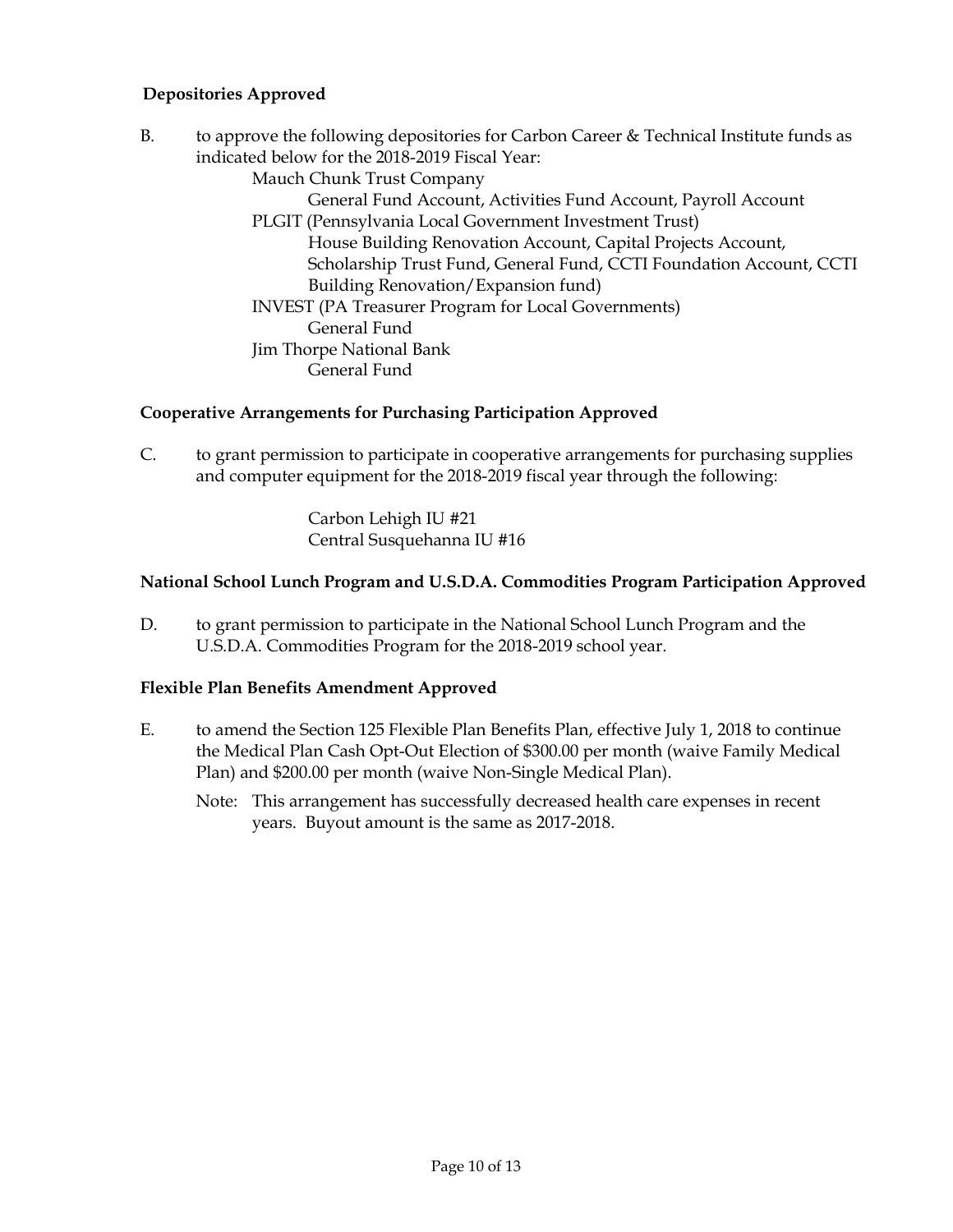**Depositories Approved**

B. to approve the following depositories for Carbon Career & Technical Institute funds as indicated below for the 2018-2019 Fiscal Year:

- Mauch Chunk Trust Company
  - General Fund Account, Activities Fund Account, Payroll Account
- PLGIT (Pennsylvania Local Government Investment Trust)
  - House Building Renovation Account, Capital Projects Account, Scholarship Trust Fund, General Fund, CCTI Foundation Account, CCTI Building Renovation/Expansion fund)
- INVEST (PA Treasurer Program for Local Governments)
  - General Fund
- Jim Thorpe National Bank
  - General Fund

**Cooperative Arrangements for Purchasing Participation Approved**

C. to grant permission to participate in cooperative arrangements for purchasing supplies and computer equipment for the 2018-2019 fiscal year through the following:

Carbon Lehigh IU #21
Central Susquehanna IU #16

**National School Lunch Program and U.S.D.A. Commodities Program Participation Approved**

D. to grant permission to participate in the National School Lunch Program and the U.S.D.A. Commodities Program for the 2018-2019 school year.

**Flexible Plan Benefits Amendment Approved**

E. to amend the Section 125 Flexible Plan Benefits Plan, effective July 1, 2018 to continue the Medical Plan Cash Opt-Out Election of $300.00 per month (waive Family Medical Plan) and $200.00 per month (waive Non-Single Medical Plan).

Note: This arrangement has successfully decreased health care expenses in recent years. Buyout amount is the same as 2017-2018.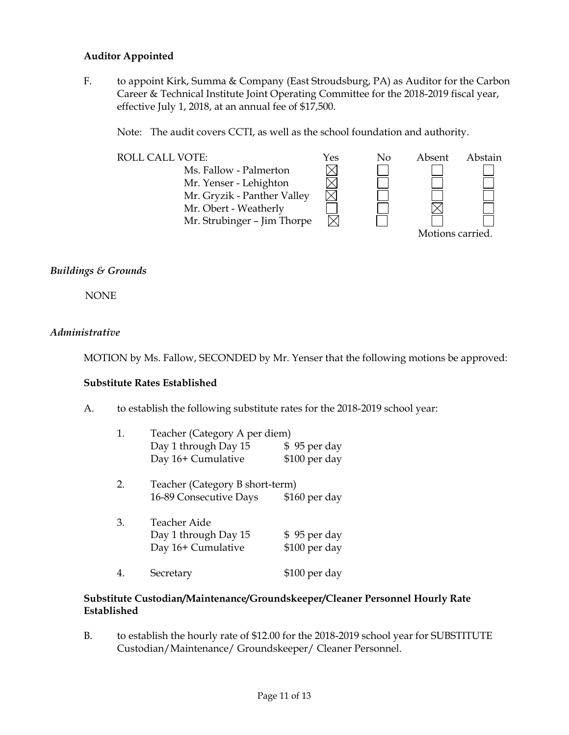**Auditor Appointed**

F. to appoint Kirk, Summa & Company (East Stroudsburg, PA) as Auditor for the Carbon Career & Technical Institute Joint Operating Committee for the 2018-2019 fiscal year, effective July 1, 2018, at an annual fee of $17,500.

Note: The audit covers CCTI, as well as the school foundation and authority.

| ROLL CALL VOTE: | Yes | No | Absent | Abstain |
|---|---|---|---|---|
| Ms. Fallow - Palmerton | ☒ | ☐ | ☐ | ☐ |
| Mr. Yenser - Lehighton | ☒ | ☐ | ☐ | ☐ |
| Mr. Gryzik - Panther Valley | ☒ | ☐ | ☐ | ☐ |
| Mr. Obert - Weatherly | ☐ | ☐ | ☒ | ☐ |
| Mr. Strubinger – Jim Thorpe | ☒ | ☐ | ☐ | ☐ |

Motions carried.

*Buildings & Grounds*

NONE

*Administrative*

MOTION by Ms. Fallow, SECONDED by Mr. Yenser that the following motions be approved:

**Substitute Rates Established**

A. to establish the following substitute rates for the 2018-2019 school year:

1. Teacher (Category A per diem)
   - Day 1 through Day 15 — $ 95 per day
   - Day 16+ Cumulative — $100 per day

2. Teacher (Category B short-term)
   - 16-89 Consecutive Days — $160 per day

3. Teacher Aide
   - Day 1 through Day 15 — $ 95 per day
   - Day 16+ Cumulative — $100 per day

4. Secretary — $100 per day

**Substitute Custodian/Maintenance/Groundskeeper/Cleaner Personnel Hourly Rate Established**

B. to establish the hourly rate of $12.00 for the 2018-2019 school year for SUBSTITUTE Custodian/Maintenance/ Groundskeeper/ Cleaner Personnel.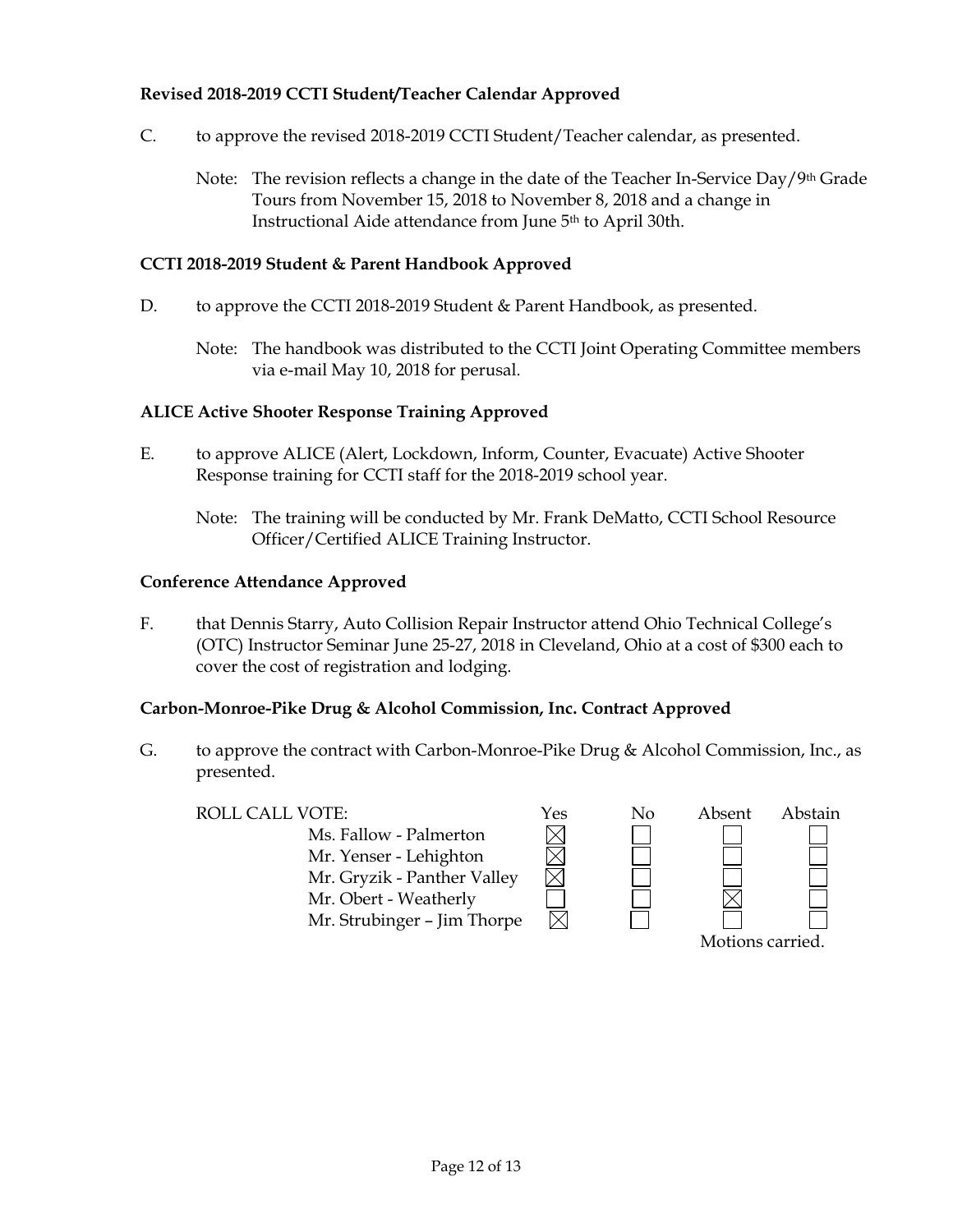**Revised 2018-2019 CCTI Student/Teacher Calendar Approved**

C. to approve the revised 2018-2019 CCTI Student/Teacher calendar, as presented.

Note: The revision reflects a change in the date of the Teacher In-Service Day/9th Grade Tours from November 15, 2018 to November 8, 2018 and a change in Instructional Aide attendance from June 5th to April 30th.

**CCTI 2018-2019 Student & Parent Handbook Approved**

D. to approve the CCTI 2018-2019 Student & Parent Handbook, as presented.

Note: The handbook was distributed to the CCTI Joint Operating Committee members via e-mail May 10, 2018 for perusal.

**ALICE Active Shooter Response Training Approved**

E. to approve ALICE (Alert, Lockdown, Inform, Counter, Evacuate) Active Shooter Response training for CCTI staff for the 2018-2019 school year.

Note: The training will be conducted by Mr. Frank DeMatto, CCTI School Resource Officer/Certified ALICE Training Instructor.

**Conference Attendance Approved**

F. that Dennis Starry, Auto Collision Repair Instructor attend Ohio Technical College's (OTC) Instructor Seminar June 25-27, 2018 in Cleveland, Ohio at a cost of $300 each to cover the cost of registration and lodging.

**Carbon-Monroe-Pike Drug & Alcohol Commission, Inc. Contract Approved**

G. to approve the contract with Carbon-Monroe-Pike Drug & Alcohol Commission, Inc., as presented.

| ROLL CALL VOTE: | Yes | No | Absent | Abstain |
|---|---|---|---|---|
| Ms. Fallow - Palmerton | ☒ | ☐ | ☐ | ☐ |
| Mr. Yenser - Lehighton | ☒ | ☐ | ☐ | ☐ |
| Mr. Gryzik - Panther Valley | ☒ | ☐ | ☐ | ☐ |
| Mr. Obert - Weatherly | ☐ | ☐ | ☒ | ☐ |
| Mr. Strubinger – Jim Thorpe | ☒ | ☐ | ☐ | ☐ |

Motions carried.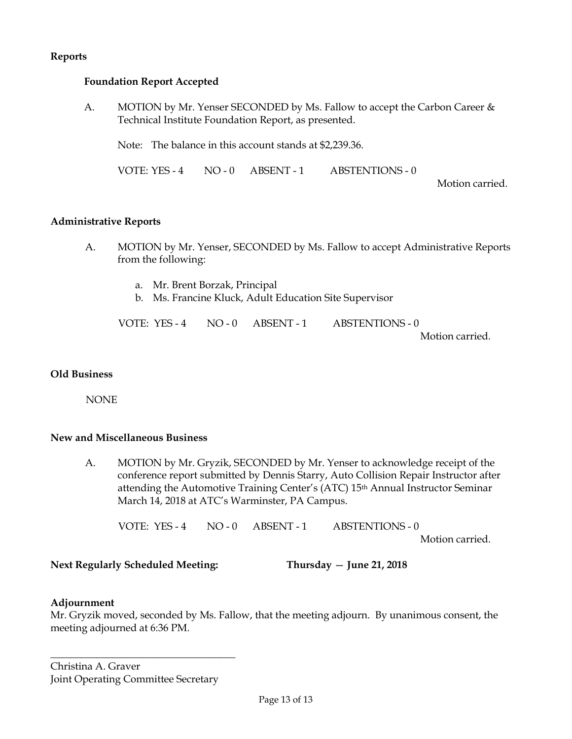## Reports

### Foundation Report Accepted

A. MOTION by Mr. Yenser SECONDED by Ms. Fallow to accept the Carbon Career & Technical Institute Foundation Report, as presented.

Note: The balance in this account stands at $2,239.36.

VOTE: YES - 4 NO - 0 ABSENT - 1 ABSTENTIONS - 0

Motion carried.

## Administrative Reports

A. MOTION by Mr. Yenser, SECONDED by Ms. Fallow to accept Administrative Reports from the following:

a. Mr. Brent Borzak, Principal
b. Ms. Francine Kluck, Adult Education Site Supervisor

VOTE: YES - 4 NO - 0 ABSENT - 1 ABSTENTIONS - 0

Motion carried.

## Old Business

NONE

## New and Miscellaneous Business

A. MOTION by Mr. Gryzik, SECONDED by Mr. Yenser to acknowledge receipt of the conference report submitted by Dennis Starry, Auto Collision Repair Instructor after attending the Automotive Training Center's (ATC) 15th Annual Instructor Seminar March 14, 2018 at ATC's Warminster, PA Campus.

VOTE: YES - 4 NO - 0 ABSENT - 1 ABSTENTIONS - 0

Motion carried.

**Next Regularly Scheduled Meeting: Thursday — June 21, 2018**

## Adjournment

Mr. Gryzik moved, seconded by Ms. Fallow, that the meeting adjourn. By unanimous consent, the meeting adjourned at 6:36 PM.

\_\_\_\_\_\_\_\_\_\_\_\_\_\_\_\_\_\_\_\_\_\_\_\_\_\_\_\_\_\_\_\_\_\_\_\_

Christina A. Graver
Joint Operating Committee Secretary